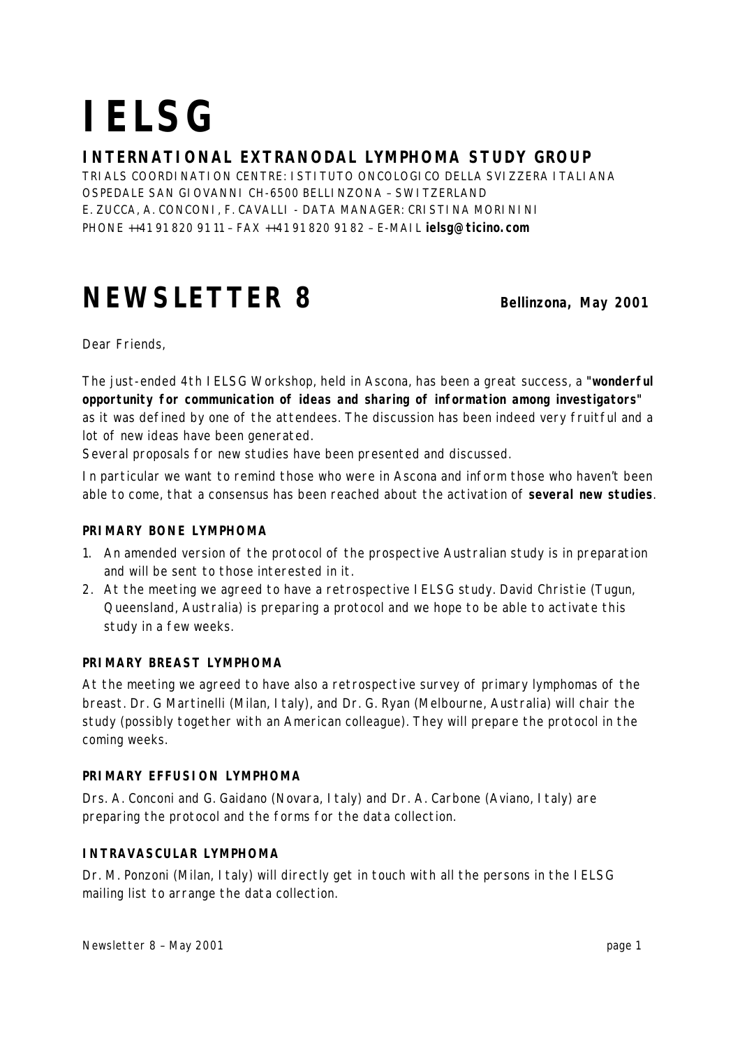# IELSG

## INTERNATIONAL EXTRANODAL LYMPHOMA STUDY GROUP

TRIALS COORDINATION CENTRE: ISTITUTO ONCOLOGICO DELLA SVIZZERA ITALIANA
OSPEDALE SAN GIOVANNI CH-6500 BELLINZONA – SWITZERLAND
E. ZUCCA, A. CONCONI, F. CAVALLI - DATA MANAGER: CRISTINA MORININI
PHONE ++41 91 820 91 11 – FAX ++41 91 820 91 82 – E-MAIL **ielsg@ticino.com**

# NEWSLETTER 8

**Bellinzona, May 2001**

Dear Friends,

The just-ended 4th IELSG Workshop, held in Ascona, has been a great success, a **"wonderful opportunity for communication of ideas and sharing of information among investigators"** as it was defined by one of the attendees. The discussion has been indeed very fruitful and a lot of new ideas have been generated.

Several proposals for new studies have been presented and discussed.

In particular we want to remind those who were in Ascona and inform those who haven't been able to come, that a consensus has been reached about the activation of **several new studies**.

#### PRIMARY BONE LYMPHOMA

1. An amended version of the protocol of the prospective Australian study is in preparation and will be sent to those interested in it.
2. At the meeting we agreed to have a retrospective IELSG study. David Christie (Tugun, Queensland, Australia) is preparing a protocol and we hope to be able to activate this study in a few weeks.

#### PRIMARY BREAST LYMPHOMA

At the meeting we agreed to have also a retrospective survey of primary lymphomas of the breast. Dr. G Martinelli (Milan, Italy), and Dr. G. Ryan (Melbourne, Australia) will chair the study (possibly together with an American colleague). They will prepare the protocol in the coming weeks.

#### PRIMARY EFFUSION LYMPHOMA

Drs. A. Conconi and G. Gaidano (Novara, Italy) and Dr. A. Carbone (Aviano, Italy) are preparing the protocol and the forms for the data collection.

#### INTRAVASCULAR LYMPHOMA

Dr. M. Ponzoni (Milan, Italy) will directly get in touch with all the persons in the IELSG mailing list to arrange the data collection.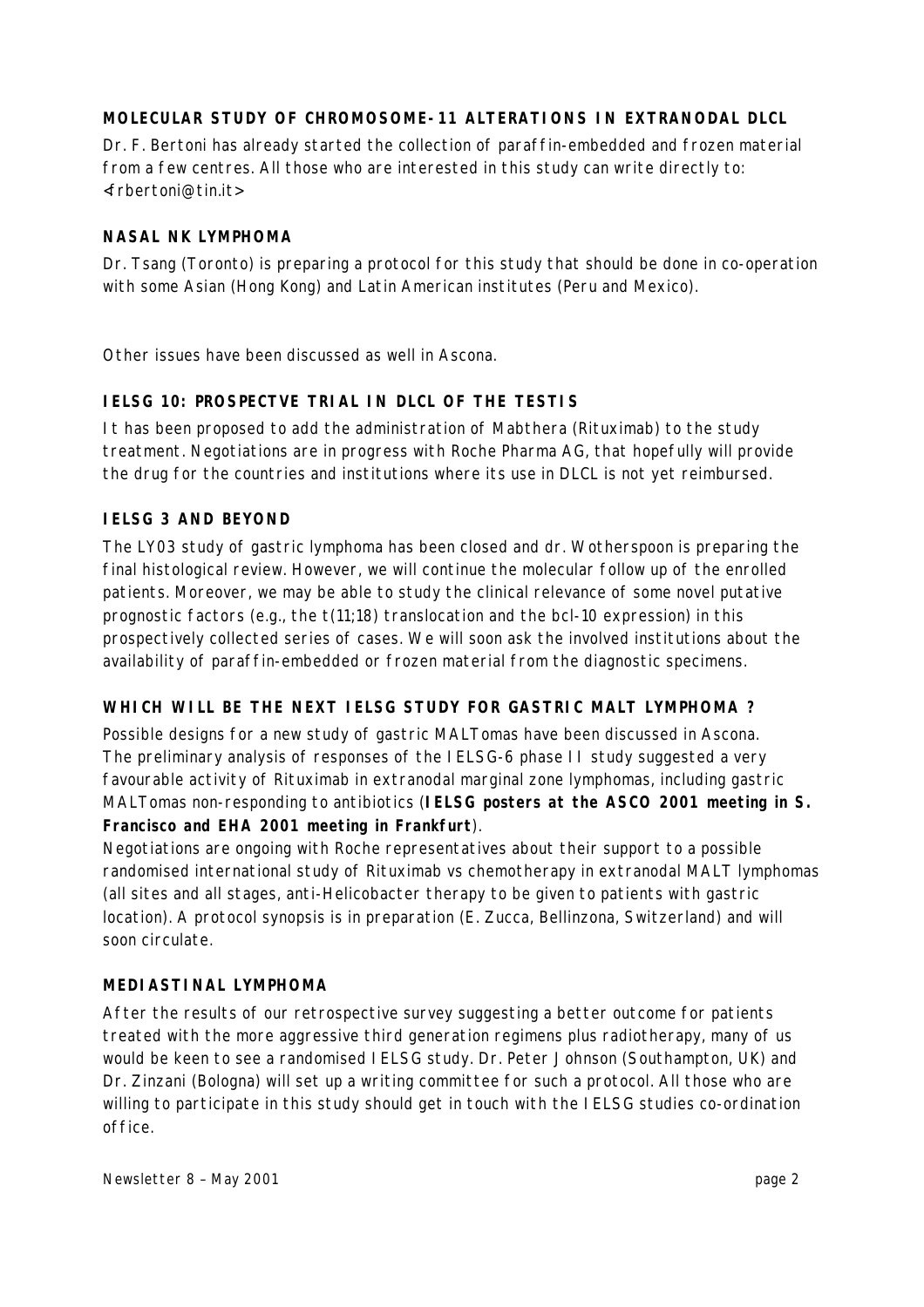### MOLECULAR STUDY OF CHROMOSOME-11 ALTERATIONS IN EXTRANODAL DLCL

Dr. F. Bertoni has already started the collection of paraffin-embedded and frozen material from a few centres. All those who are interested in this study can write directly to: <frbertoni@tin.it>

### NASAL NK LYMPHOMA

Dr. Tsang (Toronto) is preparing a protocol for this study that should be done in co-operation with some Asian (Hong Kong) and Latin American institutes (Peru and Mexico).

Other issues have been discussed as well in Ascona.

### IELSG 10: PROSPECTVE TRIAL IN DLCL OF THE TESTIS

It has been proposed to add the administration of Mabthera (Rituximab) to the study treatment. Negotiations are in progress with Roche Pharma AG, that hopefully will provide the drug for the countries and institutions where its use in DLCL is not yet reimbursed.

### IELSG 3 AND BEYOND

The LY03 study of gastric lymphoma has been closed and dr. Wotherspoon is preparing the final histological review. However, we will continue the molecular follow up of the enrolled patients. Moreover, we may be able to study the clinical relevance of some novel putative prognostic factors (e.g., the t(11;18) translocation and the bcl-10 expression) in this prospectively collected series of cases. We will soon ask the involved institutions about the availability of paraffin-embedded or frozen material from the diagnostic specimens.

### WHICH WILL BE THE NEXT IELSG STUDY FOR GASTRIC MALT LYMPHOMA ?

Possible designs for a new study of gastric MALTomas have been discussed in Ascona. The preliminary analysis of responses of the IELSG-6 phase II study suggested a very favourable activity of Rituximab in extranodal marginal zone lymphomas, including gastric MALTomas non-responding to antibiotics (**IELSG posters at the ASCO 2001 meeting in S. Francisco and EHA 2001 meeting in Frankfurt**).

Negotiations are ongoing with Roche representatives about their support to a possible randomised international study of Rituximab vs chemotherapy in extranodal MALT lymphomas (all sites and all stages, anti-Helicobacter therapy to be given to patients with gastric location). A protocol synopsis is in preparation (E. Zucca, Bellinzona, Switzerland) and will soon circulate.

### MEDIASTINAL LYMPHOMA

After the results of our retrospective survey suggesting a better outcome for patients treated with the more aggressive third generation regimens plus radiotherapy, many of us would be keen to see a randomised IELSG study. Dr. Peter Johnson (Southampton, UK) and Dr. Zinzani (Bologna) will set up a writing committee for such a protocol. All those who are willing to participate in this study should get in touch with the IELSG studies co-ordination office.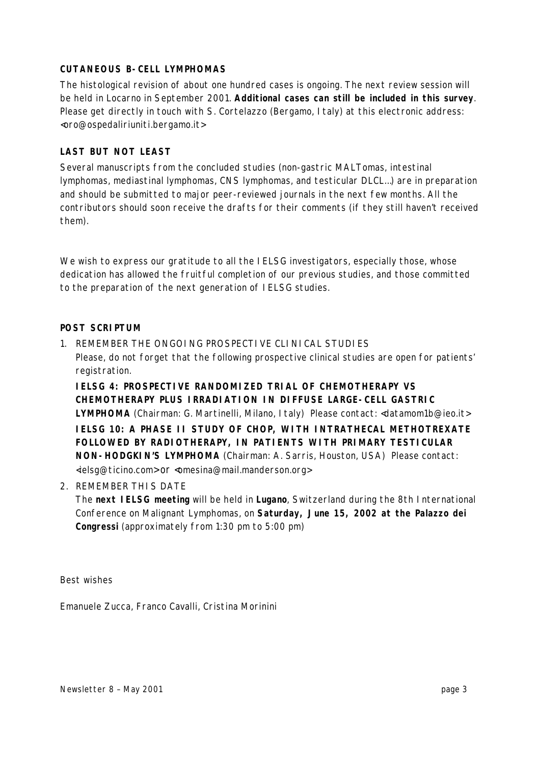**CUTANEOUS B-CELL LYMPHOMAS**

The histological revision of about one hundred cases is ongoing. The next review session will be held in Locarno in September 2001. **Additional cases can still be included in this survey**. Please get directly in touch with S. Cortelazzo (Bergamo, Italy) at this electronic address: <oro@ospedaliriuniti.bergamo.it>

**LAST BUT NOT LEAST**

Several manuscripts from the concluded studies (non-gastric MALTomas, intestinal lymphomas, mediastinal lymphomas, CNS lymphomas, and testicular DLCL...) are in preparation and should be submitted to major peer-reviewed journals in the next few months. All the contributors should soon receive the drafts for their comments (if they still haven't received them).

We wish to express our gratitude to all the IELSG investigators, especially those, whose dedication has allowed the fruitful completion of our previous studies, and those committed to the preparation of the next generation of IELSG studies.

**POST SCRIPTUM**

1. REMEMBER THE ONGOING PROSPECTIVE CLINICAL STUDIES
   Please, do not forget that the following prospective clinical studies are open for patients' registration.

   **IELSG 4: PROSPECTIVE RANDOMIZED TRIAL OF CHEMOTHERAPY VS CHEMOTHERAPY PLUS IRRADIATION IN DIFFUSE LARGE-CELL GASTRIC LYMPHOMA** (Chairman: G. Martinelli, Milano, Italy) Please contact: <datamom1b@ieo.it>

   **IELSG 10: A PHASE II STUDY OF CHOP, WITH INTRATHECAL METHOTREXATE FOLLOWED BY RADIOTHERAPY, IN PATIENTS WITH PRIMARY TESTICULAR NON-HODGKIN'S LYMPHOMA** (Chairman: A. Sarris, Houston, USA) Please contact: <ielsg@ticino.com> or <omesina@mail.manderson.org>

2. REMEMBER THIS DATE
   The **next IELSG meeting** will be held in **Lugano**, Switzerland during the 8th International Conference on Malignant Lymphomas, on **Saturday, June 15, 2002 at the Palazzo dei Congressi** (approximately from 1:30 pm to 5:00 pm)

Best wishes

Emanuele Zucca, Franco Cavalli, Cristina Morinini